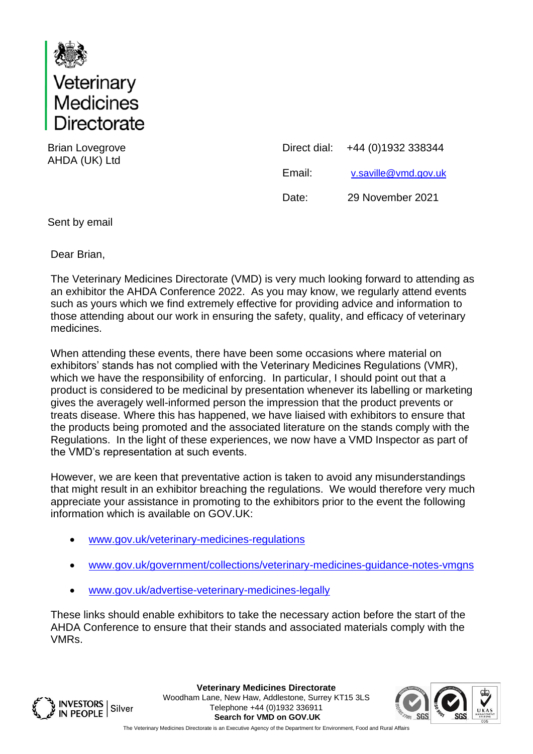# Veterinary Medicines Directorate

Brian Lovegrove
AHDA (UK) Ltd

Direct dial: +44 (0)1932 338344

Email: v.saville@vmd.gov.uk

Date: 29 November 2021

Sent by email

Dear Brian,

The Veterinary Medicines Directorate (VMD) is very much looking forward to attending as an exhibitor the AHDA Conference 2022. As you may know, we regularly attend events such as yours which we find extremely effective for providing advice and information to those attending about our work in ensuring the safety, quality, and efficacy of veterinary medicines.

When attending these events, there have been some occasions where material on exhibitors' stands has not complied with the Veterinary Medicines Regulations (VMR), which we have the responsibility of enforcing. In particular, I should point out that a product is considered to be medicinal by presentation whenever its labelling or marketing gives the averagely well-informed person the impression that the product prevents or treats disease. Where this has happened, we have liaised with exhibitors to ensure that the products being promoted and the associated literature on the stands comply with the Regulations. In the light of these experiences, we now have a VMD Inspector as part of the VMD's representation at such events.

However, we are keen that preventative action is taken to avoid any misunderstandings that might result in an exhibitor breaching the regulations. We would therefore very much appreciate your assistance in promoting to the exhibitors prior to the event the following information which is available on GOV.UK:

- www.gov.uk/veterinary-medicines-regulations
- www.gov.uk/government/collections/veterinary-medicines-guidance-notes-vmgns
- www.gov.uk/advertise-veterinary-medicines-legally

These links should enable exhibitors to take the necessary action before the start of the AHDA Conference to ensure that their stands and associated materials comply with the VMRs.

**Veterinary Medicines Directorate**
Woodham Lane, New Haw, Addlestone, Surrey KT15 3LS
Telephone +44 (0)1932 336911
**Search for VMD on GOV.UK**

The Veterinary Medicines Directorate is an Executive Agency of the Department for Environment, Food and Rural Affairs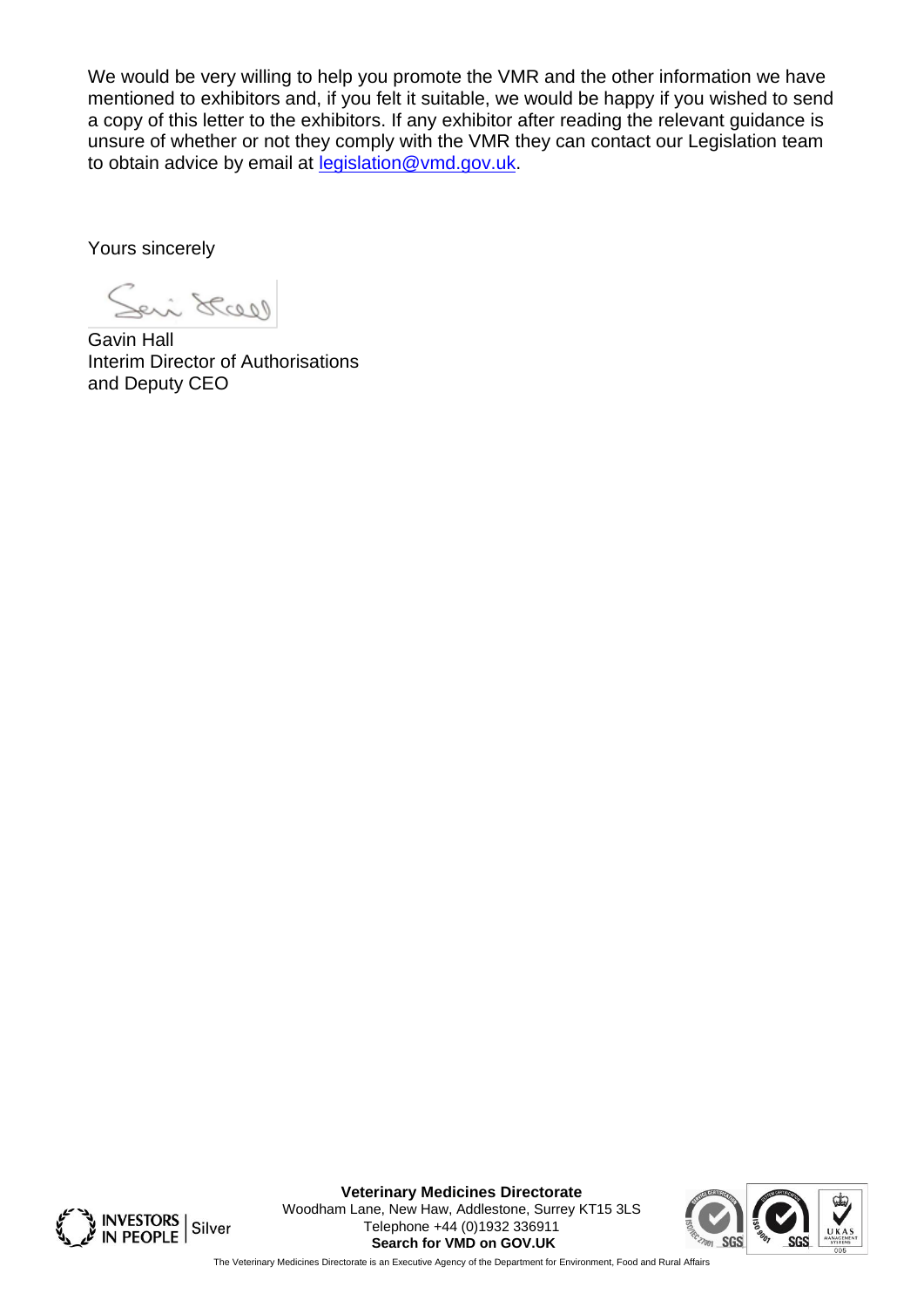We would be very willing to help you promote the VMR and the other information we have mentioned to exhibitors and, if you felt it suitable, we would be happy if you wished to send a copy of this letter to the exhibitors. If any exhibitor after reading the relevant guidance is unsure of whether or not they comply with the VMR they can contact our Legislation team to obtain advice by email at legislation@vmd.gov.uk.

Yours sincerely

Gavin Hall
Interim Director of Authorisations
and Deputy CEO

**Veterinary Medicines Directorate**
Woodham Lane, New Haw, Addlestone, Surrey KT15 3LS
Telephone +44 (0)1932 336911
**Search for VMD on GOV.UK**

The Veterinary Medicines Directorate is an Executive Agency of the Department for Environment, Food and Rural Affairs